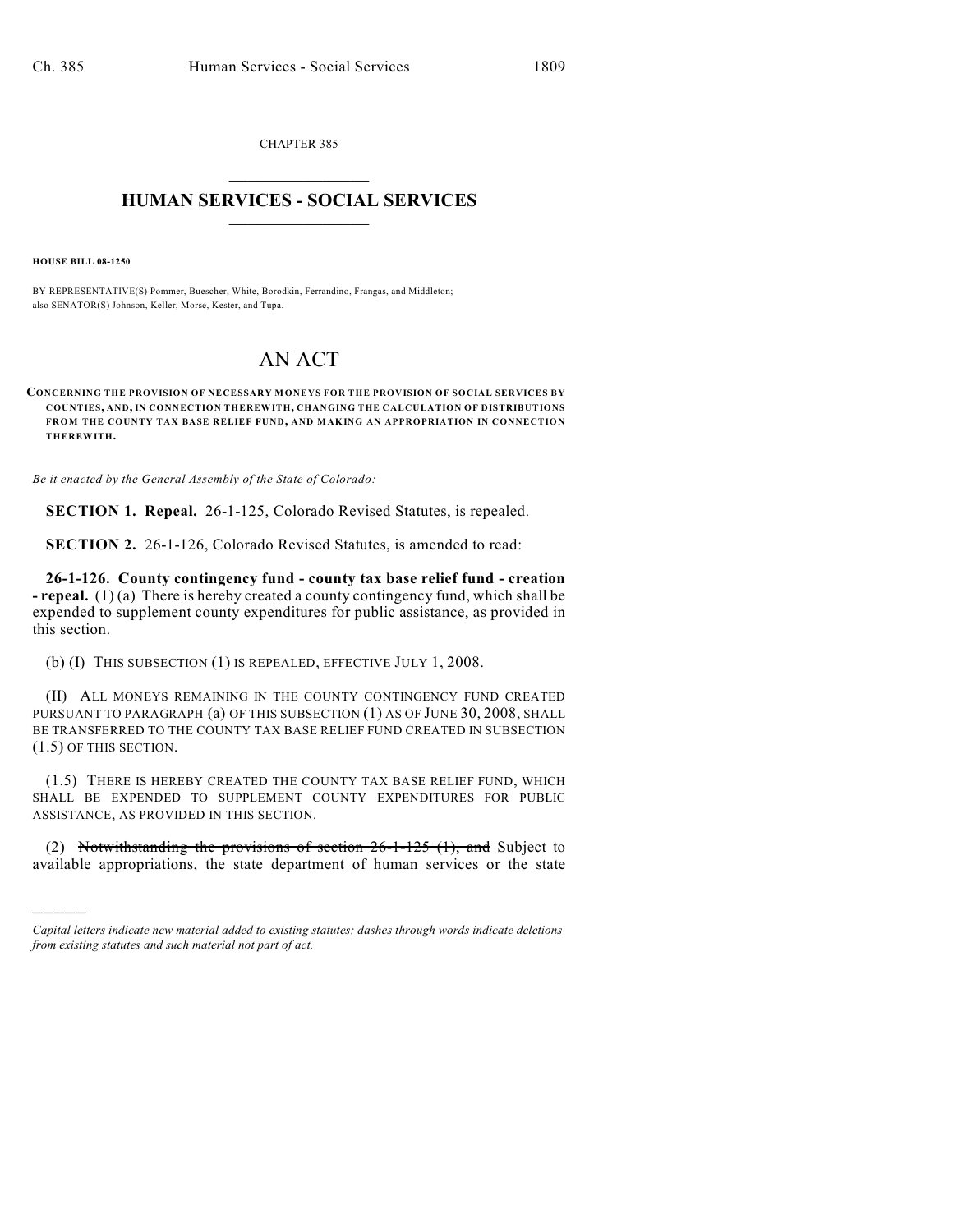CHAPTER 385

# HUMAN SERVICES - SOCIAL SERVICES

**HOUSE BILL 08-1250**

BY REPRESENTATIVE(S) Pommer, Buescher, White, Borodkin, Ferrandino, Frangas, and Middleton; also SENATOR(S) Johnson, Keller, Morse, Kester, and Tupa.

# AN ACT

**CONCERNING THE PROVISION OF NECESSARY MONEYS FOR THE PROVISION OF SOCIAL SERVICES BY COUNTIES, AND, IN CONNECTION THEREWITH, CHANGING THE CALCULATION OF DISTRIBUTIONS FROM THE COUNTY TAX BASE RELIEF FUND, AND MAKING AN APPROPRIATION IN CONNECTION THEREWITH.**

*Be it enacted by the General Assembly of the State of Colorado:*

**SECTION 1. Repeal.** 26-1-125, Colorado Revised Statutes, is repealed.

**SECTION 2.** 26-1-126, Colorado Revised Statutes, is amended to read:

**26-1-126. County contingency fund - county tax base relief fund - creation - repeal.** (1) (a) There is hereby created a county contingency fund, which shall be expended to supplement county expenditures for public assistance, as provided in this section.

(b) (I) THIS SUBSECTION (1) IS REPEALED, EFFECTIVE JULY 1, 2008.

(II) ALL MONEYS REMAINING IN THE COUNTY CONTINGENCY FUND CREATED PURSUANT TO PARAGRAPH (a) OF THIS SUBSECTION (1) AS OF JUNE 30, 2008, SHALL BE TRANSFERRED TO THE COUNTY TAX BASE RELIEF FUND CREATED IN SUBSECTION (1.5) OF THIS SECTION.

(1.5) THERE IS HEREBY CREATED THE COUNTY TAX BASE RELIEF FUND, WHICH SHALL BE EXPENDED TO SUPPLEMENT COUNTY EXPENDITURES FOR PUBLIC ASSISTANCE, AS PROVIDED IN THIS SECTION.

(2) ~~Notwithstanding the provisions of section 26-1-125 (1), and~~ Subject to available appropriations, the state department of human services or the state

*Capital letters indicate new material added to existing statutes; dashes through words indicate deletions from existing statutes and such material not part of act.*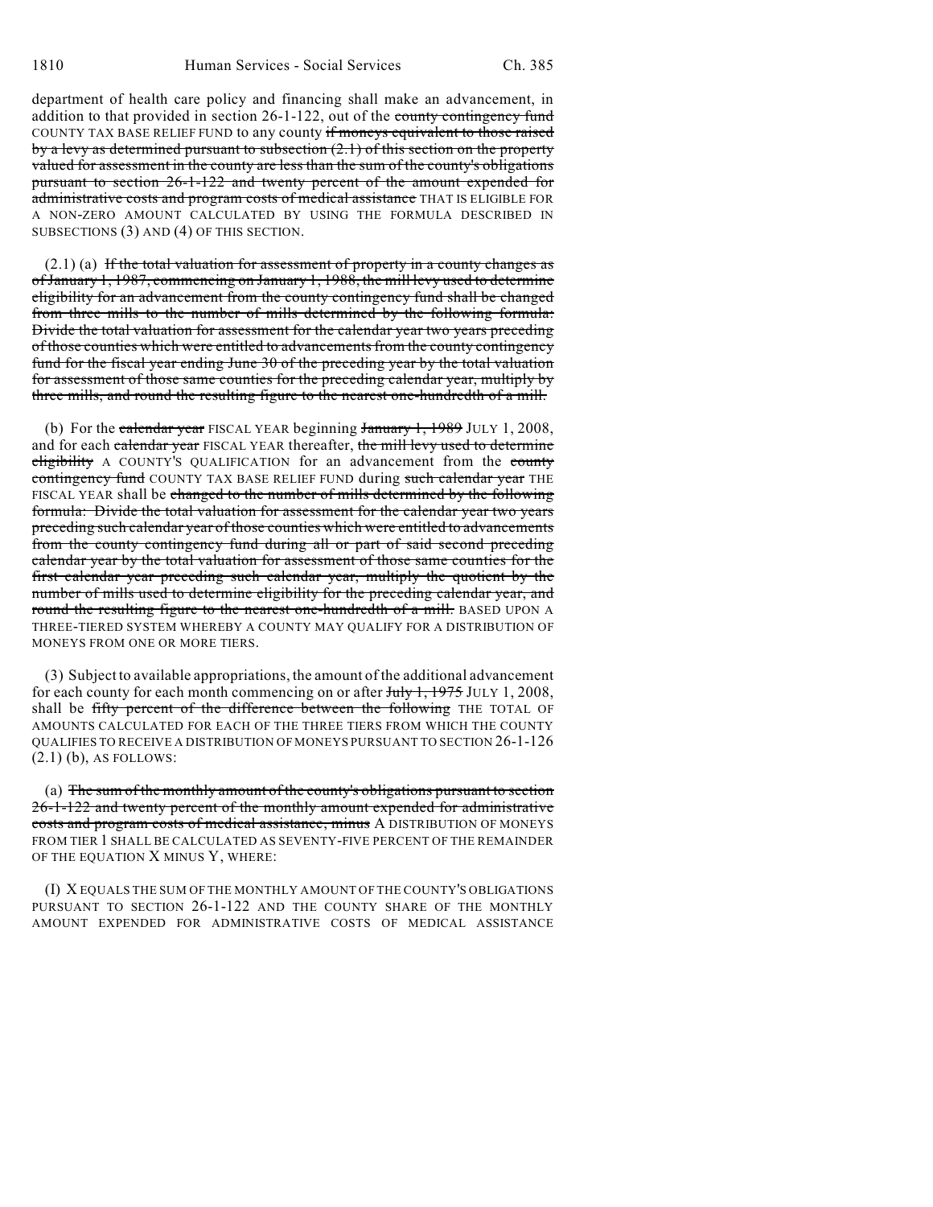department of health care policy and financing shall make an advancement, in addition to that provided in section 26-1-122, out of the ~~county contingency fund~~ COUNTY TAX BASE RELIEF FUND to any county ~~if moneys equivalent to those raised by a levy as determined pursuant to subsection (2.1) of this section on the property valued for assessment in the county are less than the sum of the county's obligations pursuant to section 26-1-122 and twenty percent of the amount expended for administrative costs and program costs of medical assistance~~ THAT IS ELIGIBLE FOR A NON-ZERO AMOUNT CALCULATED BY USING THE FORMULA DESCRIBED IN SUBSECTIONS (3) AND (4) OF THIS SECTION.

(2.1) (a) ~~If the total valuation for assessment of property in a county changes as of January 1, 1987, commencing on January 1, 1988, the mill levy used to determine eligibility for an advancement from the county contingency fund shall be changed from three mills to the number of mills determined by the following formula: Divide the total valuation for assessment for the calendar year two years preceding of those counties which were entitled to advancements from the county contingency fund for the fiscal year ending June 30 of the preceding year by the total valuation for assessment of those same counties for the preceding calendar year, multiply by three mills, and round the resulting figure to the nearest one-hundredth of a mill.~~

(b) For the ~~calendar year~~ FISCAL YEAR beginning ~~January 1, 1989~~ JULY 1, 2008, and for each ~~calendar year~~ FISCAL YEAR thereafter, ~~the mill levy used to determine eligibility~~ A COUNTY'S QUALIFICATION for an advancement from the ~~county contingency fund~~ COUNTY TAX BASE RELIEF FUND during ~~such calendar year~~ THE FISCAL YEAR shall be ~~changed to the number of mills determined by the following formula: Divide the total valuation for assessment for the calendar year two years preceding such calendar year of those counties which were entitled to advancements from the county contingency fund during all or part of said second preceding calendar year by the total valuation for assessment of those same counties for the first calendar year preceding such calendar year, multiply the quotient by the number of mills used to determine eligibility for the preceding calendar year, and round the resulting figure to the nearest one-hundredth of a mill.~~ BASED UPON A THREE-TIERED SYSTEM WHEREBY A COUNTY MAY QUALIFY FOR A DISTRIBUTION OF MONEYS FROM ONE OR MORE TIERS.

(3) Subject to available appropriations, the amount of the additional advancement for each county for each month commencing on or after ~~July 1, 1975~~ JULY 1, 2008, shall be ~~fifty percent of the difference between the following~~ THE TOTAL OF AMOUNTS CALCULATED FOR EACH OF THE THREE TIERS FROM WHICH THE COUNTY QUALIFIES TO RECEIVE A DISTRIBUTION OF MONEYS PURSUANT TO SECTION 26-1-126 (2.1) (b), AS FOLLOWS:

(a) ~~The sum of the monthly amount of the county's obligations pursuant to section 26-1-122 and twenty percent of the monthly amount expended for administrative costs and program costs of medical assistance, minus~~ A DISTRIBUTION OF MONEYS FROM TIER 1 SHALL BE CALCULATED AS SEVENTY-FIVE PERCENT OF THE REMAINDER OF THE EQUATION X MINUS Y, WHERE:

(I) X EQUALS THE SUM OF THE MONTHLY AMOUNT OF THE COUNTY'S OBLIGATIONS PURSUANT TO SECTION 26-1-122 AND THE COUNTY SHARE OF THE MONTHLY AMOUNT EXPENDED FOR ADMINISTRATIVE COSTS OF MEDICAL ASSISTANCE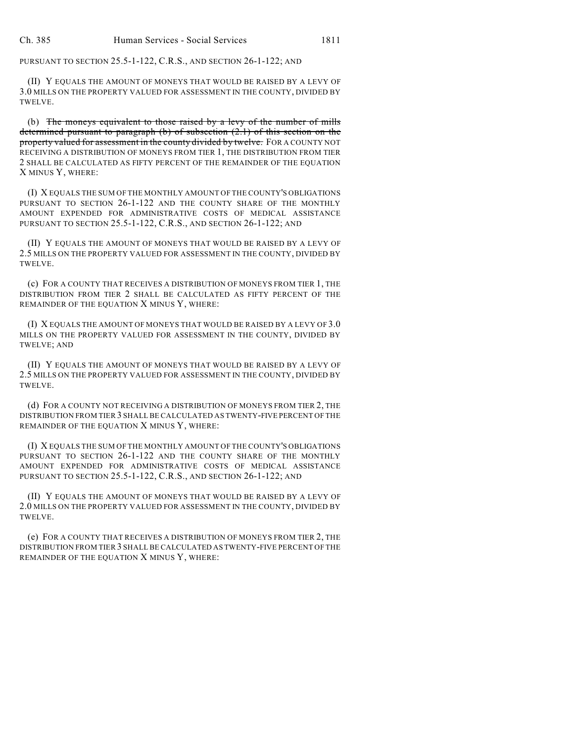PURSUANT TO SECTION 25.5-1-122, C.R.S., AND SECTION 26-1-122; AND

(II) Y EQUALS THE AMOUNT OF MONEYS THAT WOULD BE RAISED BY A LEVY OF 3.0 MILLS ON THE PROPERTY VALUED FOR ASSESSMENT IN THE COUNTY, DIVIDED BY TWELVE.

(b) ~~The moneys equivalent to those raised by a levy of the number of mills determined pursuant to paragraph (b) of subsection (2.1) of this section on the property valued for assessment in the county divided by twelve.~~ FOR A COUNTY NOT RECEIVING A DISTRIBUTION OF MONEYS FROM TIER 1, THE DISTRIBUTION FROM TIER 2 SHALL BE CALCULATED AS FIFTY PERCENT OF THE REMAINDER OF THE EQUATION X MINUS Y, WHERE:

(I) X EQUALS THE SUM OF THE MONTHLY AMOUNT OF THE COUNTY'S OBLIGATIONS PURSUANT TO SECTION 26-1-122 AND THE COUNTY SHARE OF THE MONTHLY AMOUNT EXPENDED FOR ADMINISTRATIVE COSTS OF MEDICAL ASSISTANCE PURSUANT TO SECTION 25.5-1-122, C.R.S., AND SECTION 26-1-122; AND

(II) Y EQUALS THE AMOUNT OF MONEYS THAT WOULD BE RAISED BY A LEVY OF 2.5 MILLS ON THE PROPERTY VALUED FOR ASSESSMENT IN THE COUNTY, DIVIDED BY TWELVE.

(c) FOR A COUNTY THAT RECEIVES A DISTRIBUTION OF MONEYS FROM TIER 1, THE DISTRIBUTION FROM TIER 2 SHALL BE CALCULATED AS FIFTY PERCENT OF THE REMAINDER OF THE EQUATION X MINUS Y, WHERE:

(I) X EQUALS THE AMOUNT OF MONEYS THAT WOULD BE RAISED BY A LEVY OF 3.0 MILLS ON THE PROPERTY VALUED FOR ASSESSMENT IN THE COUNTY, DIVIDED BY TWELVE; AND

(II) Y EQUALS THE AMOUNT OF MONEYS THAT WOULD BE RAISED BY A LEVY OF 2.5 MILLS ON THE PROPERTY VALUED FOR ASSESSMENT IN THE COUNTY, DIVIDED BY TWELVE.

(d) FOR A COUNTY NOT RECEIVING A DISTRIBUTION OF MONEYS FROM TIER 2, THE DISTRIBUTION FROM TIER 3 SHALL BE CALCULATED AS TWENTY-FIVE PERCENT OF THE REMAINDER OF THE EQUATION X MINUS Y, WHERE:

(I) X EQUALS THE SUM OF THE MONTHLY AMOUNT OF THE COUNTY'S OBLIGATIONS PURSUANT TO SECTION 26-1-122 AND THE COUNTY SHARE OF THE MONTHLY AMOUNT EXPENDED FOR ADMINISTRATIVE COSTS OF MEDICAL ASSISTANCE PURSUANT TO SECTION 25.5-1-122, C.R.S., AND SECTION 26-1-122; AND

(II) Y EQUALS THE AMOUNT OF MONEYS THAT WOULD BE RAISED BY A LEVY OF 2.0 MILLS ON THE PROPERTY VALUED FOR ASSESSMENT IN THE COUNTY, DIVIDED BY TWELVE.

(e) FOR A COUNTY THAT RECEIVES A DISTRIBUTION OF MONEYS FROM TIER 2, THE DISTRIBUTION FROM TIER 3 SHALL BE CALCULATED AS TWENTY-FIVE PERCENT OF THE REMAINDER OF THE EQUATION X MINUS Y, WHERE: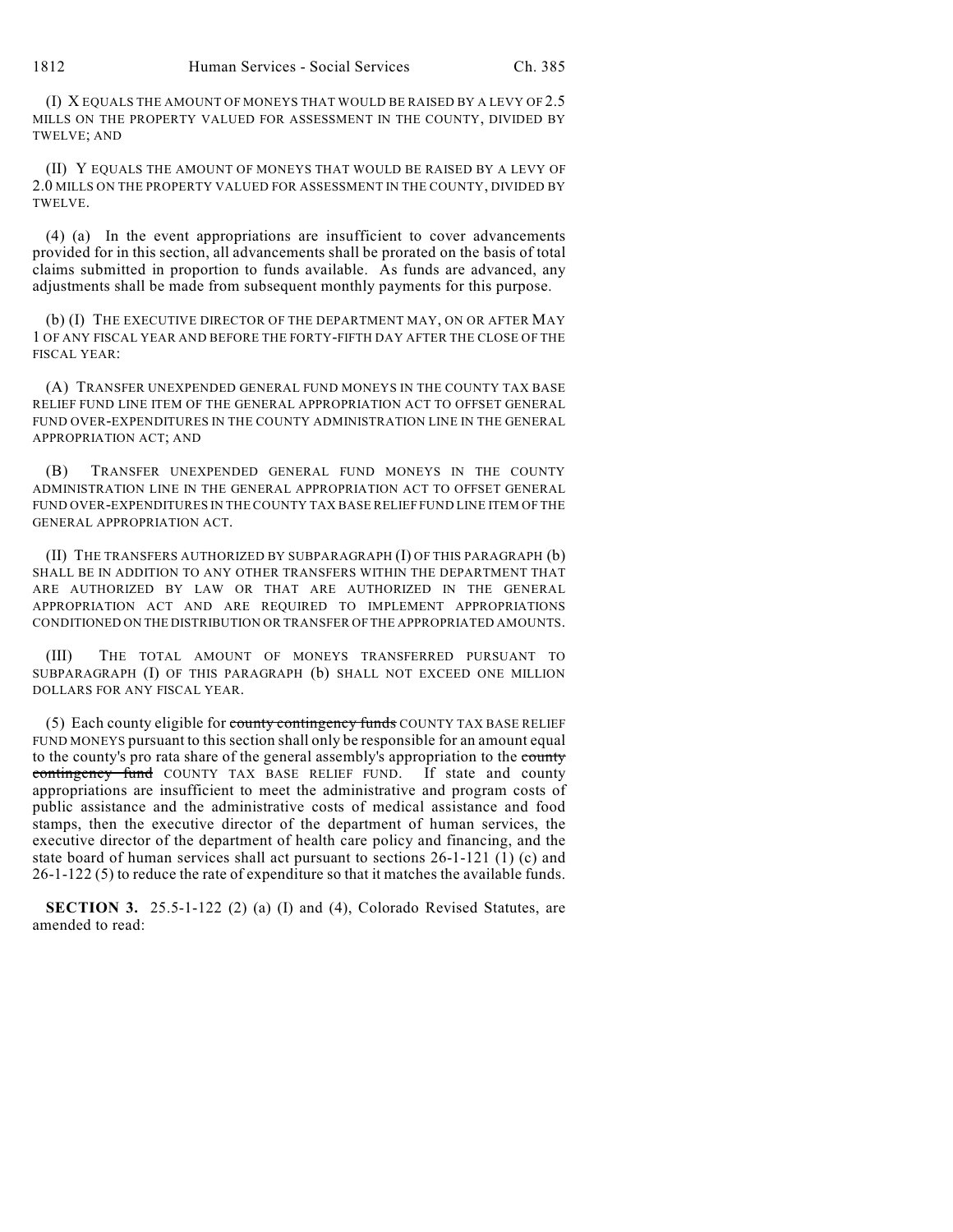(I) X EQUALS THE AMOUNT OF MONEYS THAT WOULD BE RAISED BY A LEVY OF 2.5 MILLS ON THE PROPERTY VALUED FOR ASSESSMENT IN THE COUNTY, DIVIDED BY TWELVE; AND

(II) Y EQUALS THE AMOUNT OF MONEYS THAT WOULD BE RAISED BY A LEVY OF 2.0 MILLS ON THE PROPERTY VALUED FOR ASSESSMENT IN THE COUNTY, DIVIDED BY TWELVE.

(4) (a) In the event appropriations are insufficient to cover advancements provided for in this section, all advancements shall be prorated on the basis of total claims submitted in proportion to funds available. As funds are advanced, any adjustments shall be made from subsequent monthly payments for this purpose.

(b) (I) THE EXECUTIVE DIRECTOR OF THE DEPARTMENT MAY, ON OR AFTER MAY 1 OF ANY FISCAL YEAR AND BEFORE THE FORTY-FIFTH DAY AFTER THE CLOSE OF THE FISCAL YEAR:

(A) TRANSFER UNEXPENDED GENERAL FUND MONEYS IN THE COUNTY TAX BASE RELIEF FUND LINE ITEM OF THE GENERAL APPROPRIATION ACT TO OFFSET GENERAL FUND OVER-EXPENDITURES IN THE COUNTY ADMINISTRATION LINE IN THE GENERAL APPROPRIATION ACT; AND

(B) TRANSFER UNEXPENDED GENERAL FUND MONEYS IN THE COUNTY ADMINISTRATION LINE IN THE GENERAL APPROPRIATION ACT TO OFFSET GENERAL FUND OVER-EXPENDITURES IN THE COUNTY TAX BASE RELIEF FUND LINE ITEM OF THE GENERAL APPROPRIATION ACT.

(II) THE TRANSFERS AUTHORIZED BY SUBPARAGRAPH (I) OF THIS PARAGRAPH (b) SHALL BE IN ADDITION TO ANY OTHER TRANSFERS WITHIN THE DEPARTMENT THAT ARE AUTHORIZED BY LAW OR THAT ARE AUTHORIZED IN THE GENERAL APPROPRIATION ACT AND ARE REQUIRED TO IMPLEMENT APPROPRIATIONS CONDITIONED ON THE DISTRIBUTION OR TRANSFER OF THE APPROPRIATED AMOUNTS.

(III) THE TOTAL AMOUNT OF MONEYS TRANSFERRED PURSUANT TO SUBPARAGRAPH (I) OF THIS PARAGRAPH (b) SHALL NOT EXCEED ONE MILLION DOLLARS FOR ANY FISCAL YEAR.

(5) Each county eligible for ~~county contingency funds~~ COUNTY TAX BASE RELIEF FUND MONEYS pursuant to this section shall only be responsible for an amount equal to the county's pro rata share of the general assembly's appropriation to the ~~county contingency fund~~ COUNTY TAX BASE RELIEF FUND. If state and county appropriations are insufficient to meet the administrative and program costs of public assistance and the administrative costs of medical assistance and food stamps, then the executive director of the department of human services, the executive director of the department of health care policy and financing, and the state board of human services shall act pursuant to sections 26-1-121 (1) (c) and 26-1-122 (5) to reduce the rate of expenditure so that it matches the available funds.

**SECTION 3.** 25.5-1-122 (2) (a) (I) and (4), Colorado Revised Statutes, are amended to read: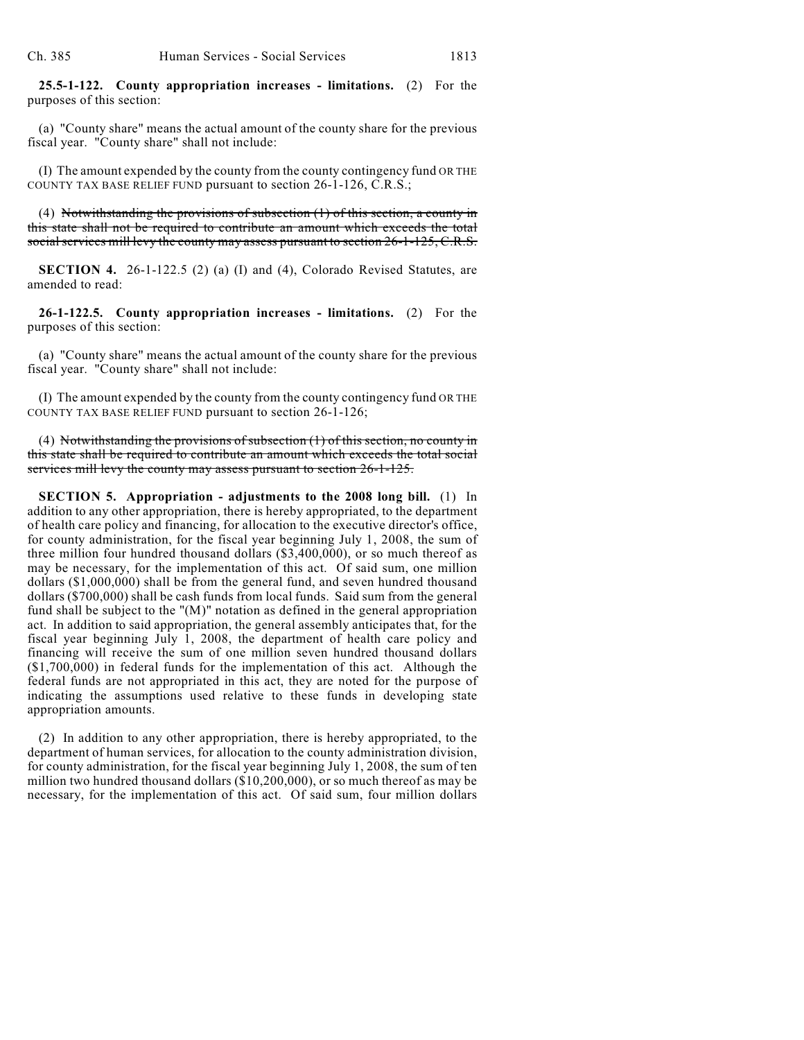**25.5-1-122. County appropriation increases - limitations.** (2) For the purposes of this section:

(a) "County share" means the actual amount of the county share for the previous fiscal year. "County share" shall not include:

(I) The amount expended by the county from the county contingency fund OR THE COUNTY TAX BASE RELIEF FUND pursuant to section 26-1-126, C.R.S.;

(4) ~~Notwithstanding the provisions of subsection (1) of this section, a county in this state shall not be required to contribute an amount which exceeds the total social services mill levy the county may assess pursuant to section 26-1-125, C.R.S.~~

**SECTION 4.** 26-1-122.5 (2) (a) (I) and (4), Colorado Revised Statutes, are amended to read:

**26-1-122.5. County appropriation increases - limitations.** (2) For the purposes of this section:

(a) "County share" means the actual amount of the county share for the previous fiscal year. "County share" shall not include:

(I) The amount expended by the county from the county contingency fund OR THE COUNTY TAX BASE RELIEF FUND pursuant to section 26-1-126;

(4) ~~Notwithstanding the provisions of subsection (1) of this section, no county in this state shall be required to contribute an amount which exceeds the total social services mill levy the county may assess pursuant to section 26-1-125.~~

**SECTION 5. Appropriation - adjustments to the 2008 long bill.** (1) In addition to any other appropriation, there is hereby appropriated, to the department of health care policy and financing, for allocation to the executive director's office, for county administration, for the fiscal year beginning July 1, 2008, the sum of three million four hundred thousand dollars ($3,400,000), or so much thereof as may be necessary, for the implementation of this act. Of said sum, one million dollars ($1,000,000) shall be from the general fund, and seven hundred thousand dollars ($700,000) shall be cash funds from local funds. Said sum from the general fund shall be subject to the "(M)" notation as defined in the general appropriation act. In addition to said appropriation, the general assembly anticipates that, for the fiscal year beginning July 1, 2008, the department of health care policy and financing will receive the sum of one million seven hundred thousand dollars ($1,700,000) in federal funds for the implementation of this act. Although the federal funds are not appropriated in this act, they are noted for the purpose of indicating the assumptions used relative to these funds in developing state appropriation amounts.

(2) In addition to any other appropriation, there is hereby appropriated, to the department of human services, for allocation to the county administration division, for county administration, for the fiscal year beginning July 1, 2008, the sum of ten million two hundred thousand dollars ($10,200,000), or so much thereof as may be necessary, for the implementation of this act. Of said sum, four million dollars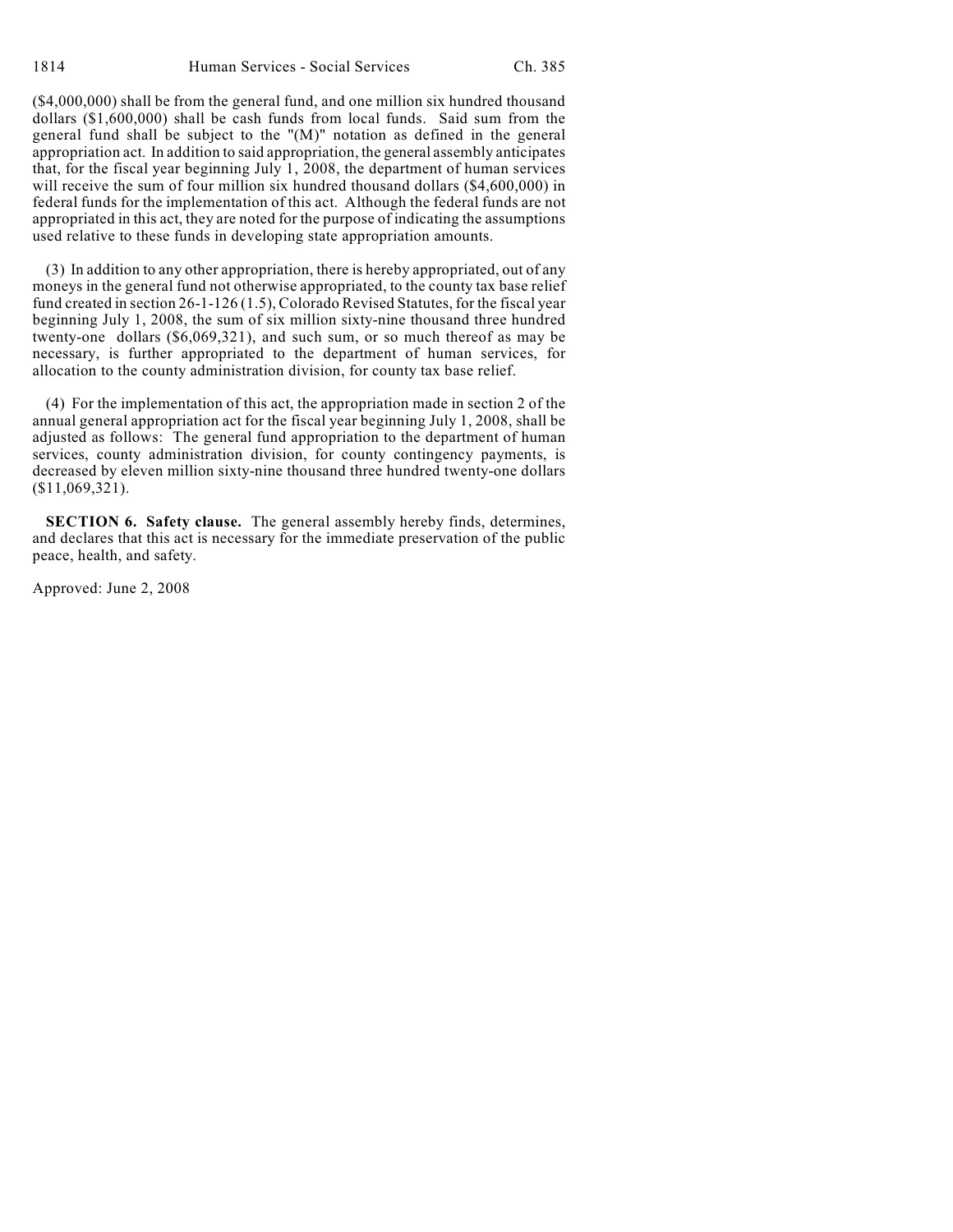($4,000,000) shall be from the general fund, and one million six hundred thousand dollars ($1,600,000) shall be cash funds from local funds. Said sum from the general fund shall be subject to the "(M)" notation as defined in the general appropriation act. In addition to said appropriation, the general assembly anticipates that, for the fiscal year beginning July 1, 2008, the department of human services will receive the sum of four million six hundred thousand dollars ($4,600,000) in federal funds for the implementation of this act. Although the federal funds are not appropriated in this act, they are noted for the purpose of indicating the assumptions used relative to these funds in developing state appropriation amounts.

(3) In addition to any other appropriation, there is hereby appropriated, out of any moneys in the general fund not otherwise appropriated, to the county tax base relief fund created in section 26-1-126 (1.5), Colorado Revised Statutes, for the fiscal year beginning July 1, 2008, the sum of six million sixty-nine thousand three hundred twenty-one dollars ($6,069,321), and such sum, or so much thereof as may be necessary, is further appropriated to the department of human services, for allocation to the county administration division, for county tax base relief.

(4) For the implementation of this act, the appropriation made in section 2 of the annual general appropriation act for the fiscal year beginning July 1, 2008, shall be adjusted as follows: The general fund appropriation to the department of human services, county administration division, for county contingency payments, is decreased by eleven million sixty-nine thousand three hundred twenty-one dollars ($11,069,321).

**SECTION 6. Safety clause.** The general assembly hereby finds, determines, and declares that this act is necessary for the immediate preservation of the public peace, health, and safety.

Approved: June 2, 2008